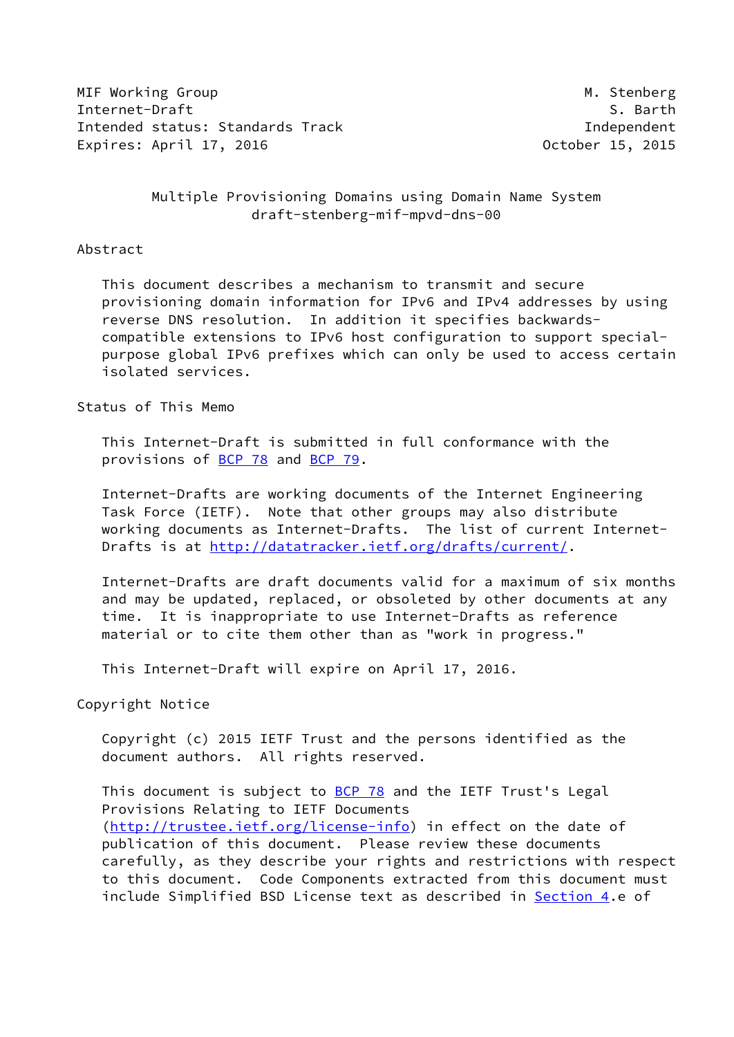MIF Working Group M. Stenberg
Internet-Draft S. Barth
Intended status: Standards Track Independent
Expires: April 17, 2016 October 15, 2015

# Multiple Provisioning Domains using Domain Name System
draft-stenberg-mif-mpvd-dns-00

## Abstract

This document describes a mechanism to transmit and secure provisioning domain information for IPv6 and IPv4 addresses by using reverse DNS resolution. In addition it specifies backwards-compatible extensions to IPv6 host configuration to support special-purpose global IPv6 prefixes which can only be used to access certain isolated services.

## Status of This Memo

This Internet-Draft is submitted in full conformance with the provisions of BCP 78 and BCP 79.

Internet-Drafts are working documents of the Internet Engineering Task Force (IETF). Note that other groups may also distribute working documents as Internet-Drafts. The list of current Internet-Drafts is at http://datatracker.ietf.org/drafts/current/.

Internet-Drafts are draft documents valid for a maximum of six months and may be updated, replaced, or obsoleted by other documents at any time. It is inappropriate to use Internet-Drafts as reference material or to cite them other than as "work in progress."

This Internet-Draft will expire on April 17, 2016.

## Copyright Notice

Copyright (c) 2015 IETF Trust and the persons identified as the document authors. All rights reserved.

This document is subject to BCP 78 and the IETF Trust's Legal Provisions Relating to IETF Documents (http://trustee.ietf.org/license-info) in effect on the date of publication of this document. Please review these documents carefully, as they describe your rights and restrictions with respect to this document. Code Components extracted from this document must include Simplified BSD License text as described in Section 4.e of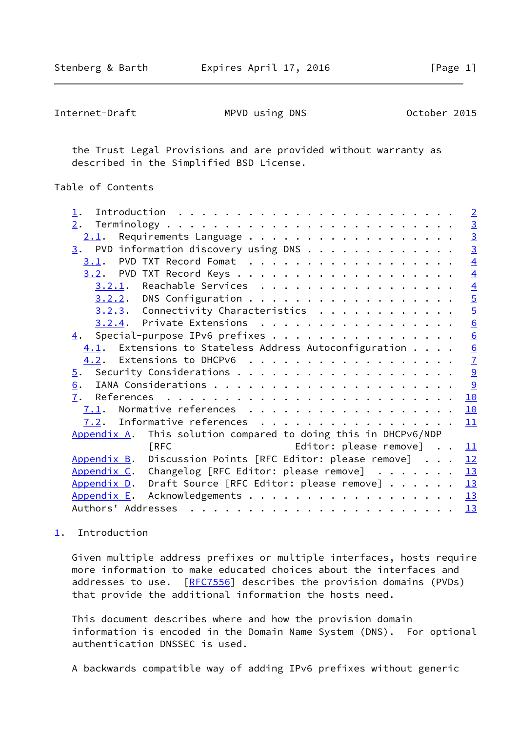the Trust Legal Provisions and are provided without warranty as described in the Simplified BSD License.

Table of Contents

- 1. Introduction . . . . . . . . . . . . . . . . . . . . . . . . 2
- 2. Terminology . . . . . . . . . . . . . . . . . . . . . . . . . 3
  - 2.1. Requirements Language . . . . . . . . . . . . . . . . . . 3
- 3. PVD information discovery using DNS . . . . . . . . . . . . . 3
  - 3.1. PVD TXT Record Fomat . . . . . . . . . . . . . . . . . . 4
  - 3.2. PVD TXT Record Keys . . . . . . . . . . . . . . . . . . . 4
    - 3.2.1. Reachable Services . . . . . . . . . . . . . . . . . 4
    - 3.2.2. DNS Configuration . . . . . . . . . . . . . . . . . . 5
    - 3.2.3. Connectivity Characteristics . . . . . . . . . . . . 5
    - 3.2.4. Private Extensions . . . . . . . . . . . . . . . . . 6
- 4. Special-purpose IPv6 prefixes . . . . . . . . . . . . . . . . 6
  - 4.1. Extensions to Stateless Address Autoconfiguration . . . . 6
  - 4.2. Extensions to DHCPv6 . . . . . . . . . . . . . . . . . . 7
- 5. Security Considerations . . . . . . . . . . . . . . . . . . . 9
- 6. IANA Considerations . . . . . . . . . . . . . . . . . . . . . 9
- 7. References . . . . . . . . . . . . . . . . . . . . . . . . . 10
  - 7.1. Normative references . . . . . . . . . . . . . . . . . . 10
  - 7.2. Informative references . . . . . . . . . . . . . . . . . 11
- Appendix A. This solution compared to doing this in DHCPv6/NDP [RFC Editor: please remove] . . 11
- Appendix B. Discussion Points [RFC Editor: please remove] . . . 12
- Appendix C. Changelog [RFC Editor: please remove] . . . . . . . 13
- Appendix D. Draft Source [RFC Editor: please remove] . . . . . . 13
- Appendix E. Acknowledgements . . . . . . . . . . . . . . . . . . 13
- Authors' Addresses . . . . . . . . . . . . . . . . . . . . . . . 13

## 1. Introduction

Given multiple address prefixes or multiple interfaces, hosts require more information to make educated choices about the interfaces and addresses to use. [RFC7556] describes the provision domains (PVDs) that provide the additional information the hosts need.

This document describes where and how the provision domain information is encoded in the Domain Name System (DNS). For optional authentication DNSSEC is used.

A backwards compatible way of adding IPv6 prefixes without generic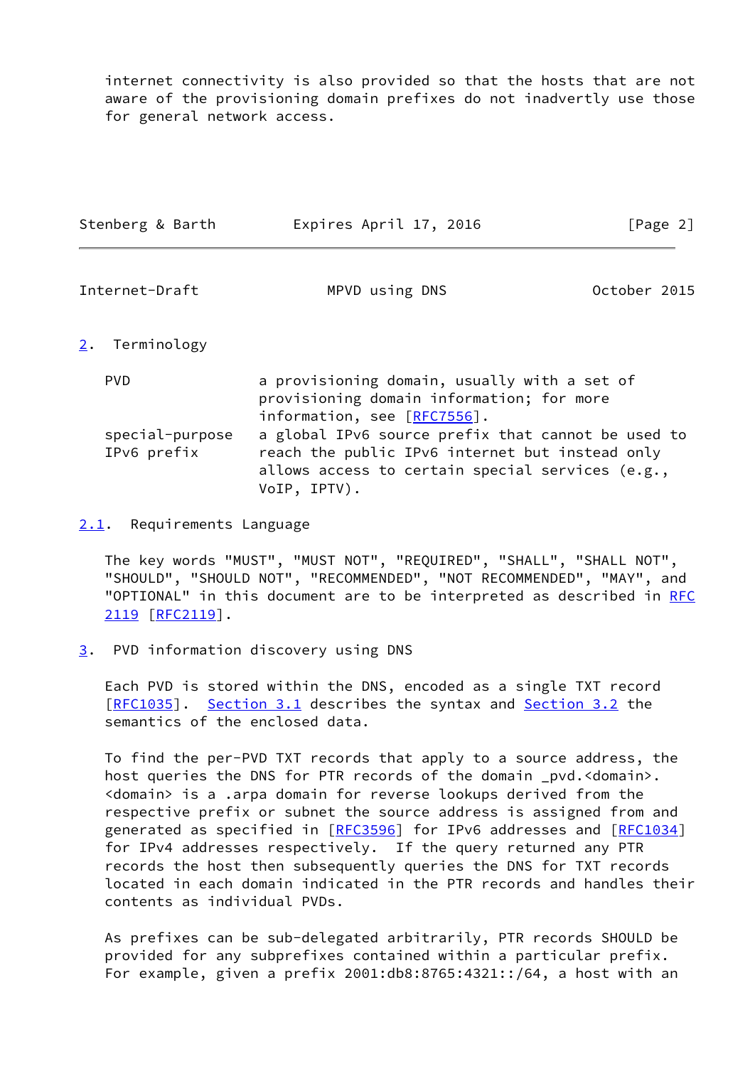internet connectivity is also provided so that the hosts that are not aware of the provisioning domain prefixes do not inadvertly use those for general network access.

## 2. Terminology

| | |
|---|---|
| PVD | a provisioning domain, usually with a set of provisioning domain information; for more information, see [RFC7556]. |
| special-purpose IPv6 prefix | a global IPv6 source prefix that cannot be used to reach the public IPv6 internet but instead only allows access to certain special services (e.g., VoIP, IPTV). |

### 2.1. Requirements Language

The key words "MUST", "MUST NOT", "REQUIRED", "SHALL", "SHALL NOT", "SHOULD", "SHOULD NOT", "RECOMMENDED", "NOT RECOMMENDED", "MAY", and "OPTIONAL" in this document are to be interpreted as described in RFC 2119 [RFC2119].

## 3. PVD information discovery using DNS

Each PVD is stored within the DNS, encoded as a single TXT record [RFC1035]. Section 3.1 describes the syntax and Section 3.2 the semantics of the enclosed data.

To find the per-PVD TXT records that apply to a source address, the host queries the DNS for PTR records of the domain _pvd.<domain>. <domain> is a .arpa domain for reverse lookups derived from the respective prefix or subnet the source address is assigned from and generated as specified in [RFC3596] for IPv6 addresses and [RFC1034] for IPv4 addresses respectively. If the query returned any PTR records the host then subsequently queries the DNS for TXT records located in each domain indicated in the PTR records and handles their contents as individual PVDs.

As prefixes can be sub-delegated arbitrarily, PTR records SHOULD be provided for any subprefixes contained within a particular prefix. For example, given a prefix 2001:db8:8765:4321::/64, a host with an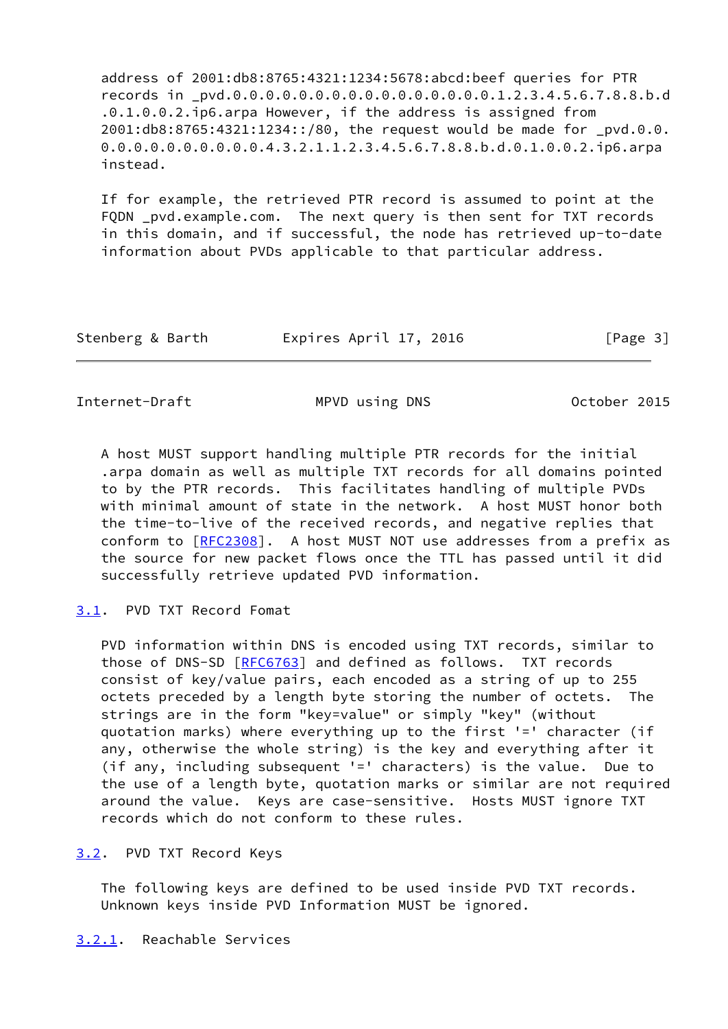address of 2001:db8:8765:4321:1234:5678:abcd:beef queries for PTR records in _pvd.0.0.0.0.0.0.0.0.0.0.0.0.0.0.0.0.1.2.3.4.5.6.7.8.8.b.d.0.1.0.0.2.ip6.arpa However, if the address is assigned from 2001:db8:8765:4321:1234::/80, the request would be made for _pvd.0.0.0.0.0.0.0.0.0.0.0.0.0.4.3.2.1.1.2.3.4.5.6.7.8.8.b.d.0.1.0.0.2.ip6.arpa instead.

If for example, the retrieved PTR record is assumed to point at the FQDN _pvd.example.com. The next query is then sent for TXT records in this domain, and if successful, the node has retrieved up-to-date information about PVDs applicable to that particular address.

A host MUST support handling multiple PTR records for the initial .arpa domain as well as multiple TXT records for all domains pointed to by the PTR records. This facilitates handling of multiple PVDs with minimal amount of state in the network. A host MUST honor both the time-to-live of the received records, and negative replies that conform to [RFC2308]. A host MUST NOT use addresses from a prefix as the source for new packet flows once the TTL has passed until it did successfully retrieve updated PVD information.

## 3.1. PVD TXT Record Fomat

PVD information within DNS is encoded using TXT records, similar to those of DNS-SD [RFC6763] and defined as follows. TXT records consist of key/value pairs, each encoded as a string of up to 255 octets preceded by a length byte storing the number of octets. The strings are in the form "key=value" or simply "key" (without quotation marks) where everything up to the first '=' character (if any, otherwise the whole string) is the key and everything after it (if any, including subsequent '=' characters) is the value. Due to the use of a length byte, quotation marks or similar are not required around the value. Keys are case-sensitive. Hosts MUST ignore TXT records which do not conform to these rules.

## 3.2. PVD TXT Record Keys

The following keys are defined to be used inside PVD TXT records. Unknown keys inside PVD Information MUST be ignored.

### 3.2.1. Reachable Services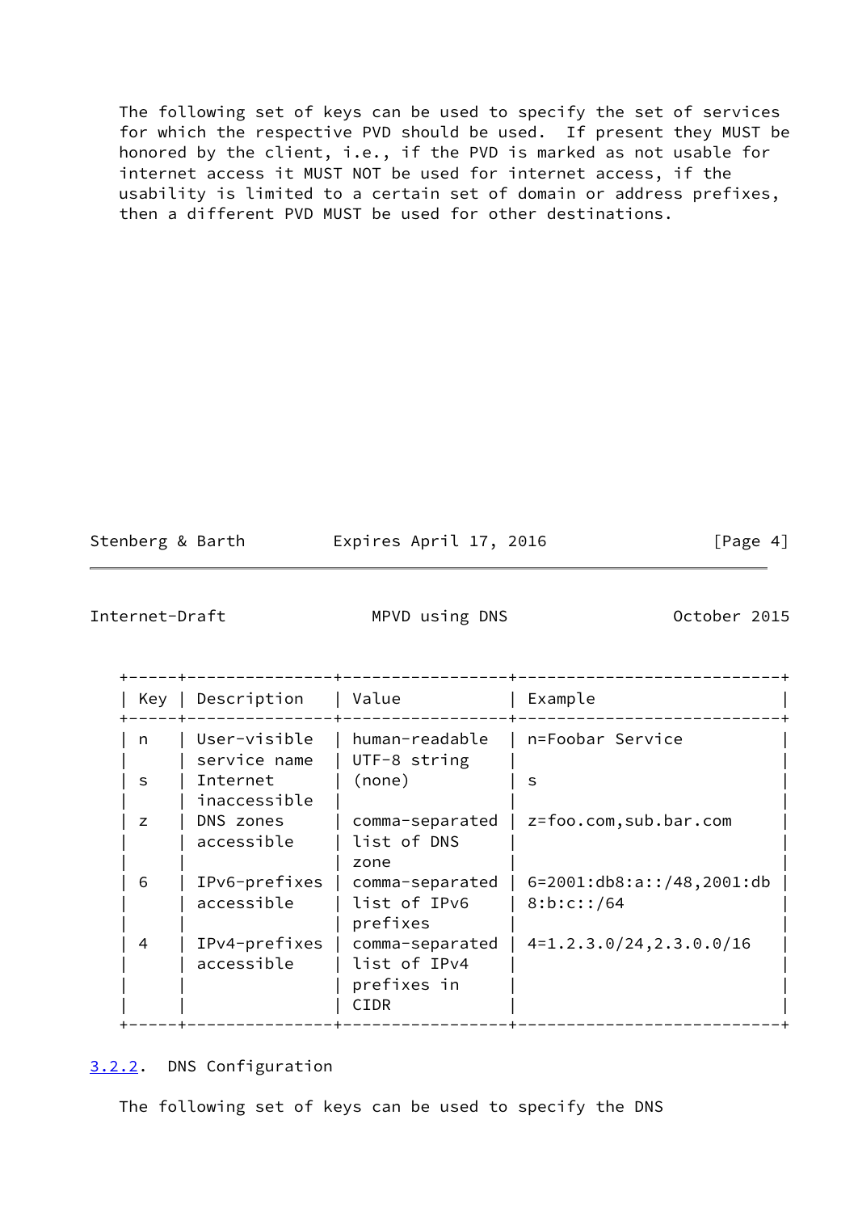The following set of keys can be used to specify the set of services for which the respective PVD should be used. If present they MUST be honored by the client, i.e., if the PVD is marked as not usable for internet access it MUST NOT be used for internet access, if the usability is limited to a certain set of domain or address prefixes, then a different PVD MUST be used for other destinations.

| Key | Description | Value | Example |
| --- | --- | --- | --- |
| n | User-visible service name | human-readable UTF-8 string | n=Foobar Service |
| s | Internet inaccessible | (none) | s |
| z | DNS zones accessible | comma-separated list of DNS zone | z=foo.com,sub.bar.com |
| 6 | IPv6-prefixes accessible | comma-separated list of IPv6 prefixes | 6=2001:db8:a::/48,2001:db8:b:c::/64 |
| 4 | IPv4-prefixes accessible | comma-separated list of IPv4 prefixes in CIDR | 4=1.2.3.0/24,2.3.0.0/16 |

### 3.2.2. DNS Configuration

The following set of keys can be used to specify the DNS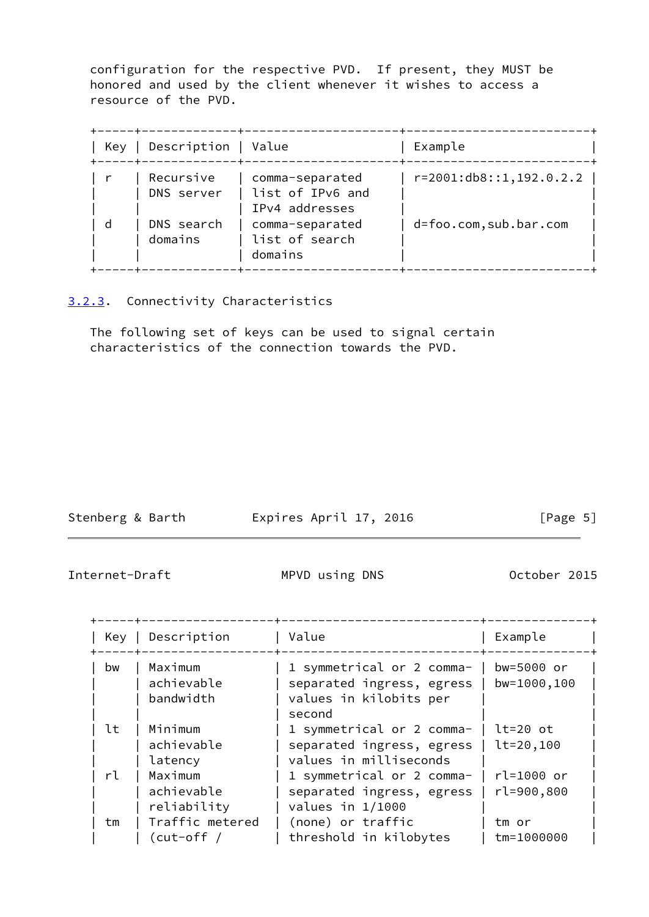configuration for the respective PVD. If present, they MUST be honored and used by the client whenever it wishes to access a resource of the PVD.

| Key | Description | Value | Example |
|---|---|---|---|
| r | Recursive DNS server | comma-separated list of IPv6 and IPv4 addresses | r=2001:db8::1,192.0.2.2 |
| d | DNS search domains | comma-separated list of search domains | d=foo.com,sub.bar.com |

### 3.2.3. Connectivity Characteristics

The following set of keys can be used to signal certain characteristics of the connection towards the PVD.

| Key | Description | Value | Example |
|---|---|---|---|
| bw | Maximum achievable bandwidth | 1 symmetrical or 2 comma-separated ingress, egress values in kilobits per second | bw=5000 or bw=1000,100 |
| lt | Minimum achievable latency | 1 symmetrical or 2 comma-separated ingress, egress values in milliseconds | lt=20 ot lt=20,100 |
| rl | Maximum achievable reliability | 1 symmetrical or 2 comma-separated ingress, egress values in 1/1000 | rl=1000 or rl=900,800 |
| tm | Traffic metered (cut-off / | (none) or traffic threshold in kilobytes | tm or tm=1000000 |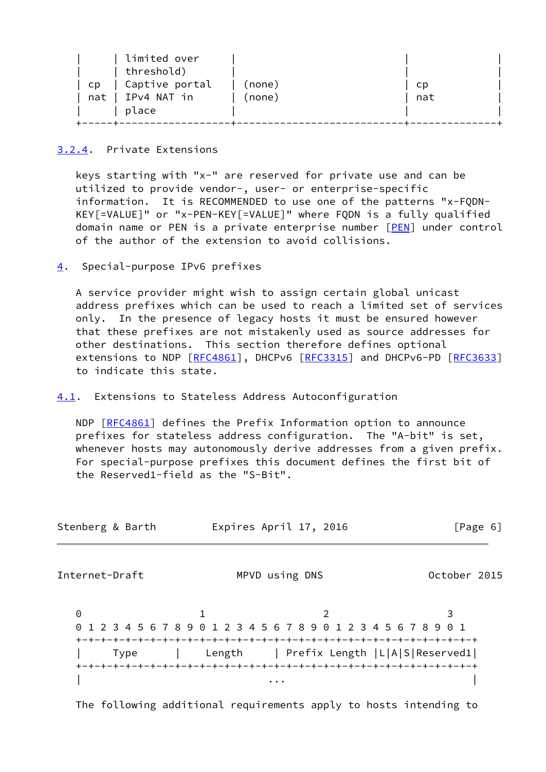|  | limited over threshold) |  |  |
|---|---|---|---|
| cp | Captive portal | (none) | cp |
| nat | IPv4 NAT in place | (none) | nat |

### 3.2.4. Private Extensions

keys starting with "x-" are reserved for private use and can be utilized to provide vendor-, user- or enterprise-specific information. It is RECOMMENDED to use one of the patterns "x-FQDN-KEY[=VALUE]" or "x-PEN-KEY[=VALUE]" where FQDN is a fully qualified domain name or PEN is a private enterprise number [PEN] under control of the author of the extension to avoid collisions.

## 4. Special-purpose IPv6 prefixes

A service provider might wish to assign certain global unicast address prefixes which can be used to reach a limited set of services only. In the presence of legacy hosts it must be ensured however that these prefixes are not mistakenly used as source addresses for other destinations. This section therefore defines optional extensions to NDP [RFC4861], DHCPv6 [RFC3315] and DHCPv6-PD [RFC3633] to indicate this state.

### 4.1. Extensions to Stateless Address Autoconfiguration

NDP [RFC4861] defines the Prefix Information option to announce prefixes for stateless address configuration. The "A-bit" is set, whenever hosts may autonomously derive addresses from a given prefix. For special-purpose prefixes this document defines the first bit of the Reserved1-field as the "S-Bit".

```
 0                   1                   2                   3
 0 1 2 3 4 5 6 7 8 9 0 1 2 3 4 5 6 7 8 9 0 1 2 3 4 5 6 7 8 9 0 1
+-+-+-+-+-+-+-+-+-+-+-+-+-+-+-+-+-+-+-+-+-+-+-+-+-+-+-+-+-+-+-+-+
|     Type      |    Length     | Prefix Length |L|A|S|Reserved1|
+-+-+-+-+-+-+-+-+-+-+-+-+-+-+-+-+-+-+-+-+-+-+-+-+-+-+-+-+-+-+-+-+
|                              ...                              |
```

The following additional requirements apply to hosts intending to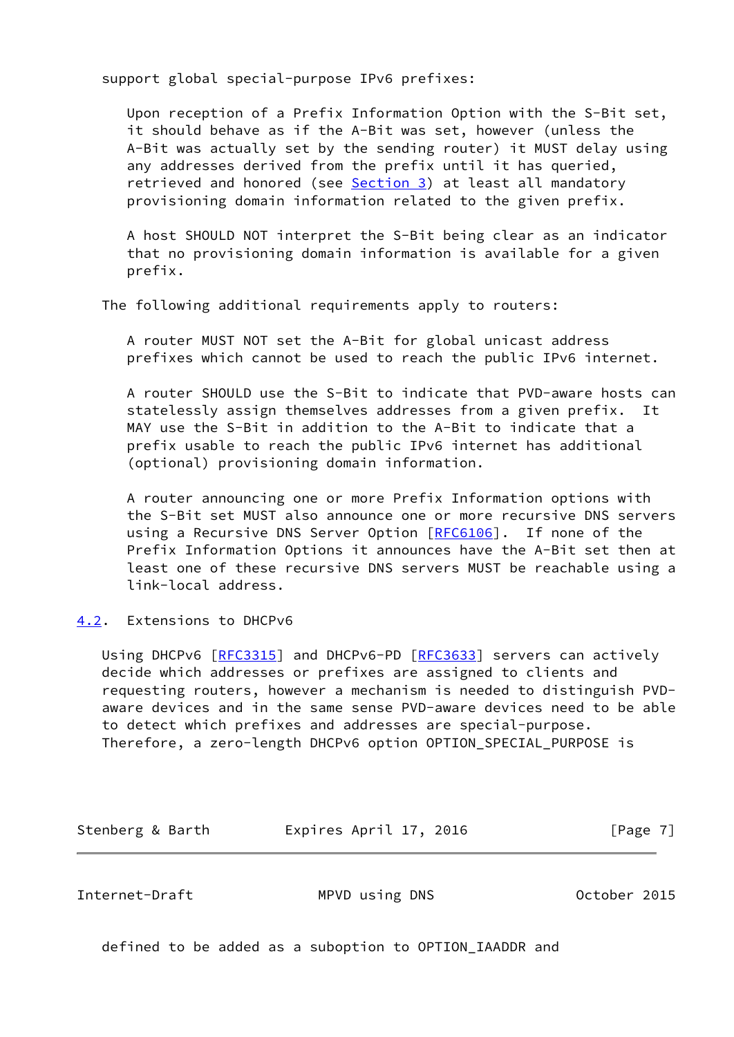support global special-purpose IPv6 prefixes:

Upon reception of a Prefix Information Option with the S-Bit set, it should behave as if the A-Bit was set, however (unless the A-Bit was actually set by the sending router) it MUST delay using any addresses derived from the prefix until it has queried, retrieved and honored (see Section 3) at least all mandatory provisioning domain information related to the given prefix.

A host SHOULD NOT interpret the S-Bit being clear as an indicator that no provisioning domain information is available for a given prefix.

The following additional requirements apply to routers:

A router MUST NOT set the A-Bit for global unicast address prefixes which cannot be used to reach the public IPv6 internet.

A router SHOULD use the S-Bit to indicate that PVD-aware hosts can statelessly assign themselves addresses from a given prefix. It MAY use the S-Bit in addition to the A-Bit to indicate that a prefix usable to reach the public IPv6 internet has additional (optional) provisioning domain information.

A router announcing one or more Prefix Information options with the S-Bit set MUST also announce one or more recursive DNS servers using a Recursive DNS Server Option [RFC6106]. If none of the Prefix Information Options it announces have the A-Bit set then at least one of these recursive DNS servers MUST be reachable using a link-local address.

### 4.2. Extensions to DHCPv6

Using DHCPv6 [RFC3315] and DHCPv6-PD [RFC3633] servers can actively decide which addresses or prefixes are assigned to clients and requesting routers, however a mechanism is needed to distinguish PVD-aware devices and in the same sense PVD-aware devices need to be able to detect which prefixes and addresses are special-purpose. Therefore, a zero-length DHCPv6 option OPTION_SPECIAL_PURPOSE is defined to be added as a suboption to OPTION_IAADDR and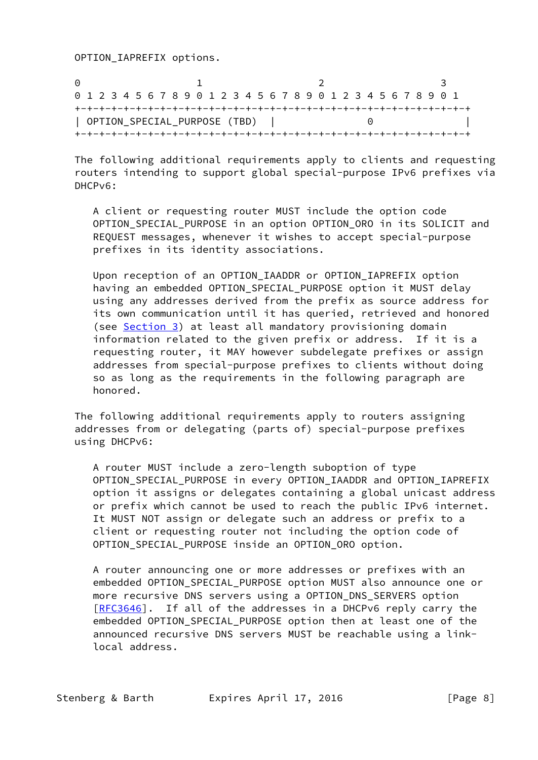OPTION_IAPREFIX options.

```
 0                   1                   2                   3
 0 1 2 3 4 5 6 7 8 9 0 1 2 3 4 5 6 7 8 9 0 1 2 3 4 5 6 7 8 9 0 1
+-+-+-+-+-+-+-+-+-+-+-+-+-+-+-+-+-+-+-+-+-+-+-+-+-+-+-+-+-+-+-+-+
| OPTION_SPECIAL_PURPOSE (TBD)  |               0               |
+-+-+-+-+-+-+-+-+-+-+-+-+-+-+-+-+-+-+-+-+-+-+-+-+-+-+-+-+-+-+-+-+
```

The following additional requirements apply to clients and requesting routers intending to support global special-purpose IPv6 prefixes via DHCPv6:

A client or requesting router MUST include the option code OPTION_SPECIAL_PURPOSE in an option OPTION_ORO in its SOLICIT and REQUEST messages, whenever it wishes to accept special-purpose prefixes in its identity associations.

Upon reception of an OPTION_IAADDR or OPTION_IAPREFIX option having an embedded OPTION_SPECIAL_PURPOSE option it MUST delay using any addresses derived from the prefix as source address for its own communication until it has queried, retrieved and honored (see Section 3) at least all mandatory provisioning domain information related to the given prefix or address. If it is a requesting router, it MAY however subdelegate prefixes or assign addresses from special-purpose prefixes to clients without doing so as long as the requirements in the following paragraph are honored.

The following additional requirements apply to routers assigning addresses from or delegating (parts of) special-purpose prefixes using DHCPv6:

A router MUST include a zero-length suboption of type OPTION_SPECIAL_PURPOSE in every OPTION_IAADDR and OPTION_IAPREFIX option it assigns or delegates containing a global unicast address or prefix which cannot be used to reach the public IPv6 internet. It MUST NOT assign or delegate such an address or prefix to a client or requesting router not including the option code of OPTION_SPECIAL_PURPOSE inside an OPTION_ORO option.

A router announcing one or more addresses or prefixes with an embedded OPTION_SPECIAL_PURPOSE option MUST also announce one or more recursive DNS servers using a OPTION_DNS_SERVERS option [RFC3646]. If all of the addresses in a DHCPv6 reply carry the embedded OPTION_SPECIAL_PURPOSE option then at least one of the announced recursive DNS servers MUST be reachable using a link-local address.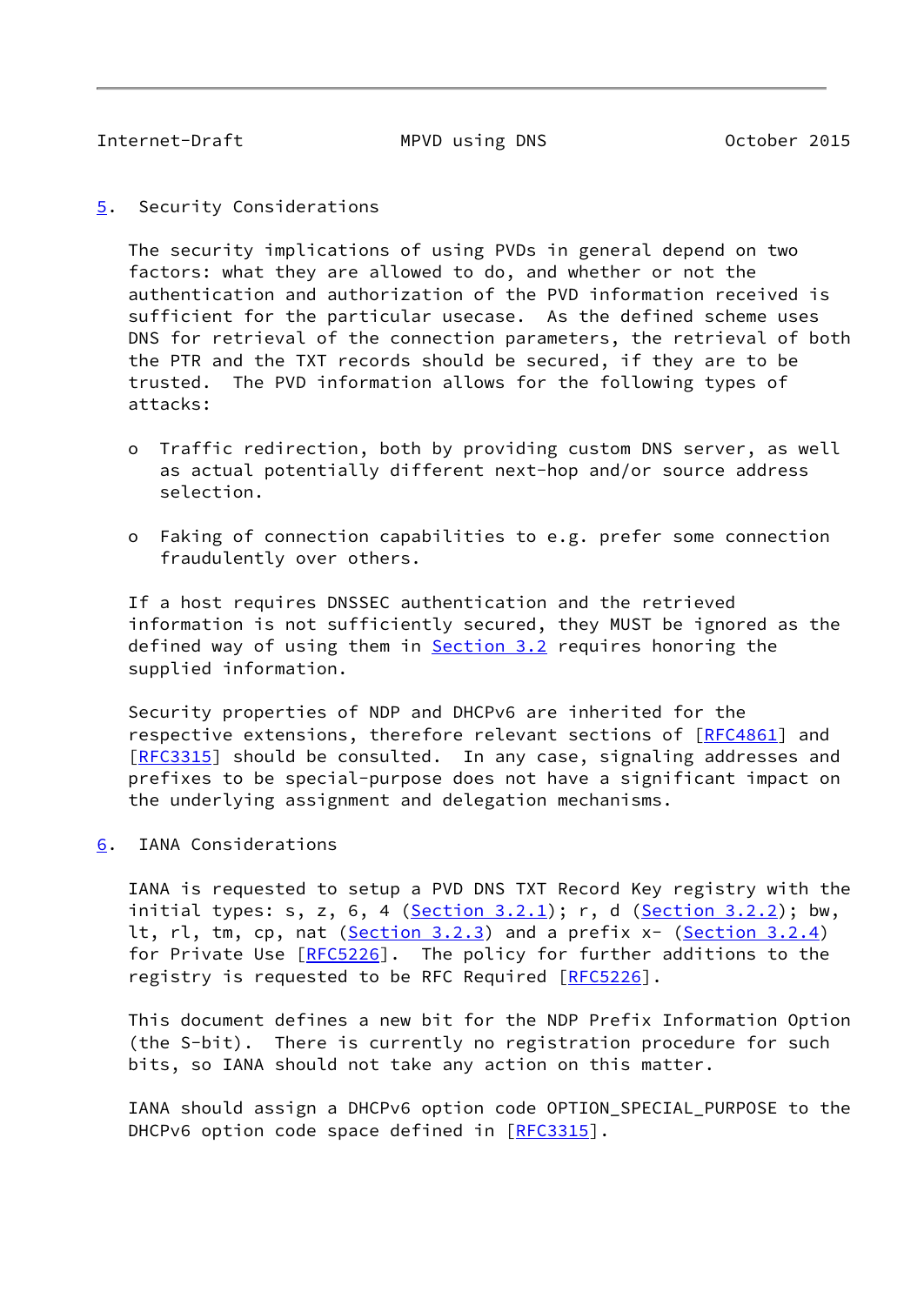## 5. Security Considerations

The security implications of using PVDs in general depend on two factors: what they are allowed to do, and whether or not the authentication and authorization of the PVD information received is sufficient for the particular usecase. As the defined scheme uses DNS for retrieval of the connection parameters, the retrieval of both the PTR and the TXT records should be secured, if they are to be trusted. The PVD information allows for the following types of attacks:

- Traffic redirection, both by providing custom DNS server, as well as actual potentially different next-hop and/or source address selection.
- Faking of connection capabilities to e.g. prefer some connection fraudulently over others.

If a host requires DNSSEC authentication and the retrieved information is not sufficiently secured, they MUST be ignored as the defined way of using them in Section 3.2 requires honoring the supplied information.

Security properties of NDP and DHCPv6 are inherited for the respective extensions, therefore relevant sections of [RFC4861] and [RFC3315] should be consulted. In any case, signaling addresses and prefixes to be special-purpose does not have a significant impact on the underlying assignment and delegation mechanisms.

## 6. IANA Considerations

IANA is requested to setup a PVD DNS TXT Record Key registry with the initial types: s, z, 6, 4 (Section 3.2.1); r, d (Section 3.2.2); bw, lt, rl, tm, cp, nat (Section 3.2.3) and a prefix x- (Section 3.2.4) for Private Use [RFC5226]. The policy for further additions to the registry is requested to be RFC Required [RFC5226].

This document defines a new bit for the NDP Prefix Information Option (the S-bit). There is currently no registration procedure for such bits, so IANA should not take any action on this matter.

IANA should assign a DHCPv6 option code OPTION_SPECIAL_PURPOSE to the DHCPv6 option code space defined in [RFC3315].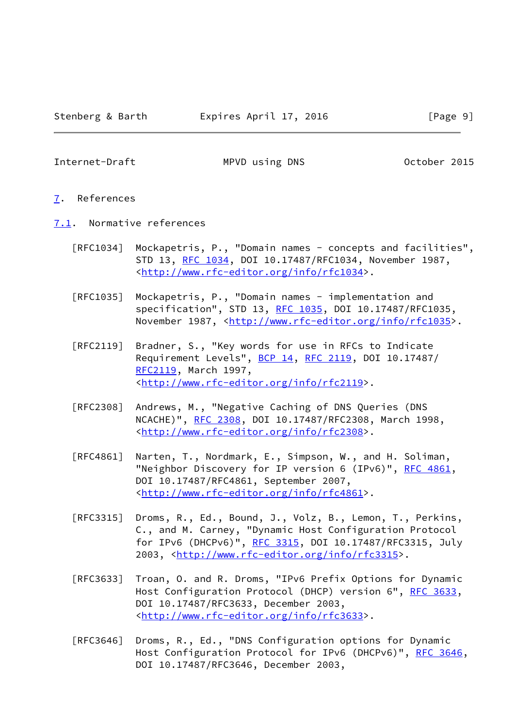# 7. References

## 7.1. Normative references

[RFC1034] Mockapetris, P., "Domain names - concepts and facilities", STD 13, RFC 1034, DOI 10.17487/RFC1034, November 1987, <http://www.rfc-editor.org/info/rfc1034>.

[RFC1035] Mockapetris, P., "Domain names - implementation and specification", STD 13, RFC 1035, DOI 10.17487/RFC1035, November 1987, <http://www.rfc-editor.org/info/rfc1035>.

[RFC2119] Bradner, S., "Key words for use in RFCs to Indicate Requirement Levels", BCP 14, RFC 2119, DOI 10.17487/RFC2119, March 1997, <http://www.rfc-editor.org/info/rfc2119>.

[RFC2308] Andrews, M., "Negative Caching of DNS Queries (DNS NCACHE)", RFC 2308, DOI 10.17487/RFC2308, March 1998, <http://www.rfc-editor.org/info/rfc2308>.

[RFC4861] Narten, T., Nordmark, E., Simpson, W., and H. Soliman, "Neighbor Discovery for IP version 6 (IPv6)", RFC 4861, DOI 10.17487/RFC4861, September 2007, <http://www.rfc-editor.org/info/rfc4861>.

[RFC3315] Droms, R., Ed., Bound, J., Volz, B., Lemon, T., Perkins, C., and M. Carney, "Dynamic Host Configuration Protocol for IPv6 (DHCPv6)", RFC 3315, DOI 10.17487/RFC3315, July 2003, <http://www.rfc-editor.org/info/rfc3315>.

[RFC3633] Troan, O. and R. Droms, "IPv6 Prefix Options for Dynamic Host Configuration Protocol (DHCP) version 6", RFC 3633, DOI 10.17487/RFC3633, December 2003, <http://www.rfc-editor.org/info/rfc3633>.

[RFC3646] Droms, R., Ed., "DNS Configuration options for Dynamic Host Configuration Protocol for IPv6 (DHCPv6)", RFC 3646, DOI 10.17487/RFC3646, December 2003,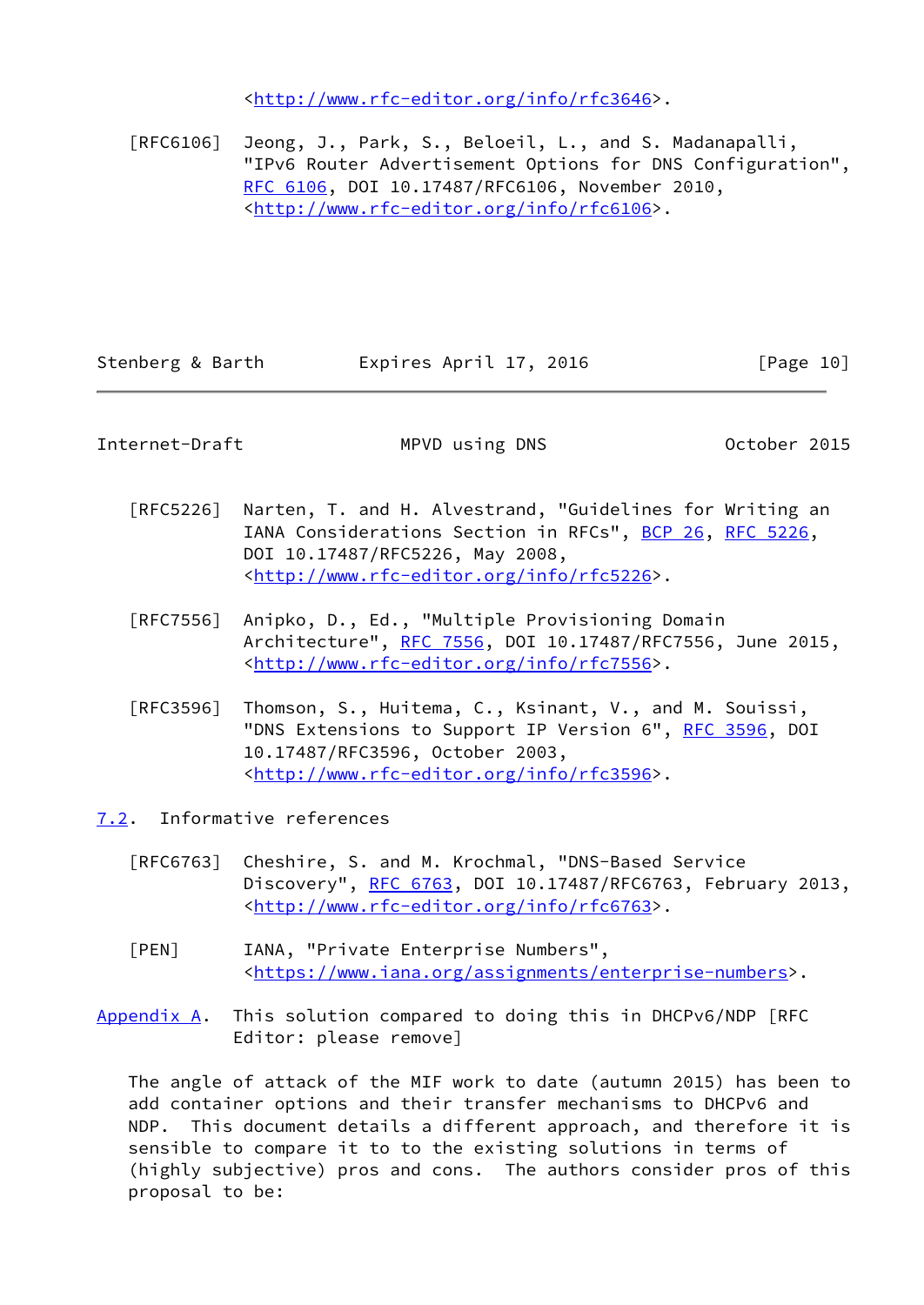<http://www.rfc-editor.org/info/rfc3646>.

[RFC6106] Jeong, J., Park, S., Beloeil, L., and S. Madanapalli, "IPv6 Router Advertisement Options for DNS Configuration", RFC 6106, DOI 10.17487/RFC6106, November 2010, <http://www.rfc-editor.org/info/rfc6106>.

[RFC5226] Narten, T. and H. Alvestrand, "Guidelines for Writing an IANA Considerations Section in RFCs", BCP 26, RFC 5226, DOI 10.17487/RFC5226, May 2008, <http://www.rfc-editor.org/info/rfc5226>.

[RFC7556] Anipko, D., Ed., "Multiple Provisioning Domain Architecture", RFC 7556, DOI 10.17487/RFC7556, June 2015, <http://www.rfc-editor.org/info/rfc7556>.

[RFC3596] Thomson, S., Huitema, C., Ksinant, V., and M. Souissi, "DNS Extensions to Support IP Version 6", RFC 3596, DOI 10.17487/RFC3596, October 2003, <http://www.rfc-editor.org/info/rfc3596>.

### 7.2. Informative references

[RFC6763] Cheshire, S. and M. Krochmal, "DNS-Based Service Discovery", RFC 6763, DOI 10.17487/RFC6763, February 2013, <http://www.rfc-editor.org/info/rfc6763>.

[PEN] IANA, "Private Enterprise Numbers", <https://www.iana.org/assignments/enterprise-numbers>.

## Appendix A. This solution compared to doing this in DHCPv6/NDP [RFC Editor: please remove]

The angle of attack of the MIF work to date (autumn 2015) has been to add container options and their transfer mechanisms to DHCPv6 and NDP. This document details a different approach, and therefore it is sensible to compare it to to the existing solutions in terms of (highly subjective) pros and cons. The authors consider pros of this proposal to be: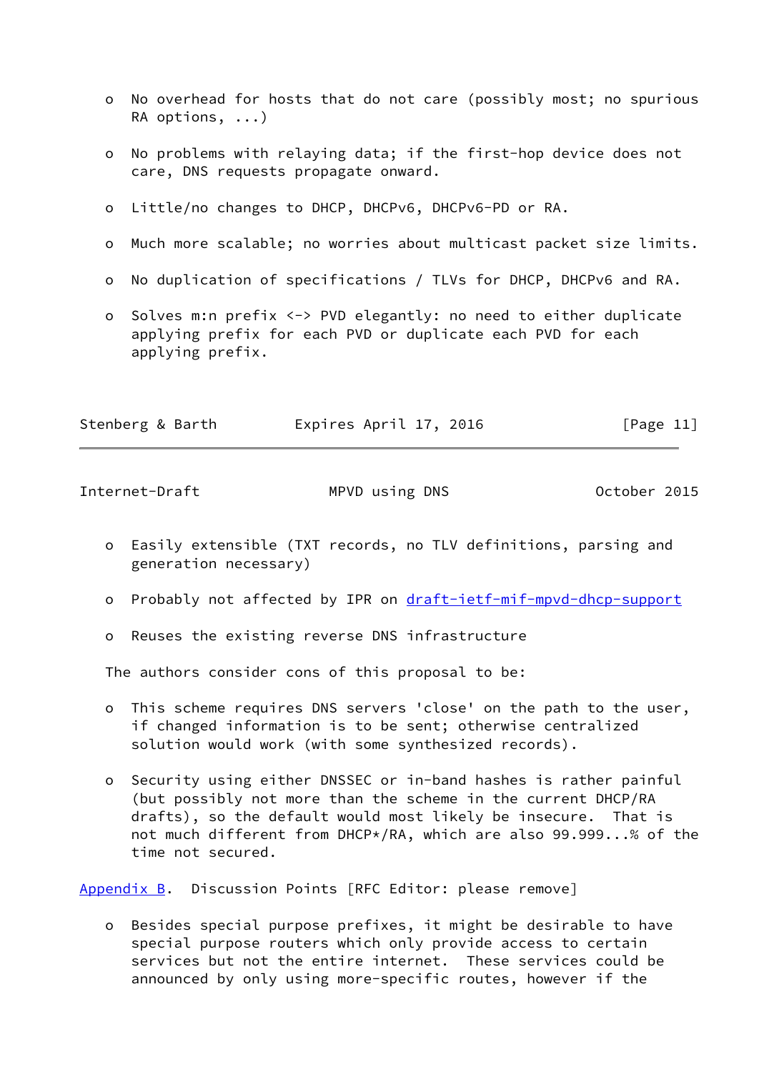- No overhead for hosts that do not care (possibly most; no spurious RA options, ...)

- No problems with relaying data; if the first-hop device does not care, DNS requests propagate onward.

- Little/no changes to DHCP, DHCPv6, DHCPv6-PD or RA.

- Much more scalable; no worries about multicast packet size limits.

- No duplication of specifications / TLVs for DHCP, DHCPv6 and RA.

- Solves m:n prefix <-> PVD elegantly: no need to either duplicate applying prefix for each PVD or duplicate each PVD for each applying prefix.

- Easily extensible (TXT records, no TLV definitions, parsing and generation necessary)

- Probably not affected by IPR on draft-ietf-mif-mpvd-dhcp-support

- Reuses the existing reverse DNS infrastructure

The authors consider cons of this proposal to be:

- This scheme requires DNS servers 'close' on the path to the user, if changed information is to be sent; otherwise centralized solution would work (with some synthesized records).

- Security using either DNSSEC or in-band hashes is rather painful (but possibly not more than the scheme in the current DHCP/RA drafts), so the default would most likely be insecure. That is not much different from DHCP*/RA, which are also 99.999...% of the time not secured.

## Appendix B. Discussion Points [RFC Editor: please remove]

- Besides special purpose prefixes, it might be desirable to have special purpose routers which only provide access to certain services but not the entire internet. These services could be announced by only using more-specific routes, however if the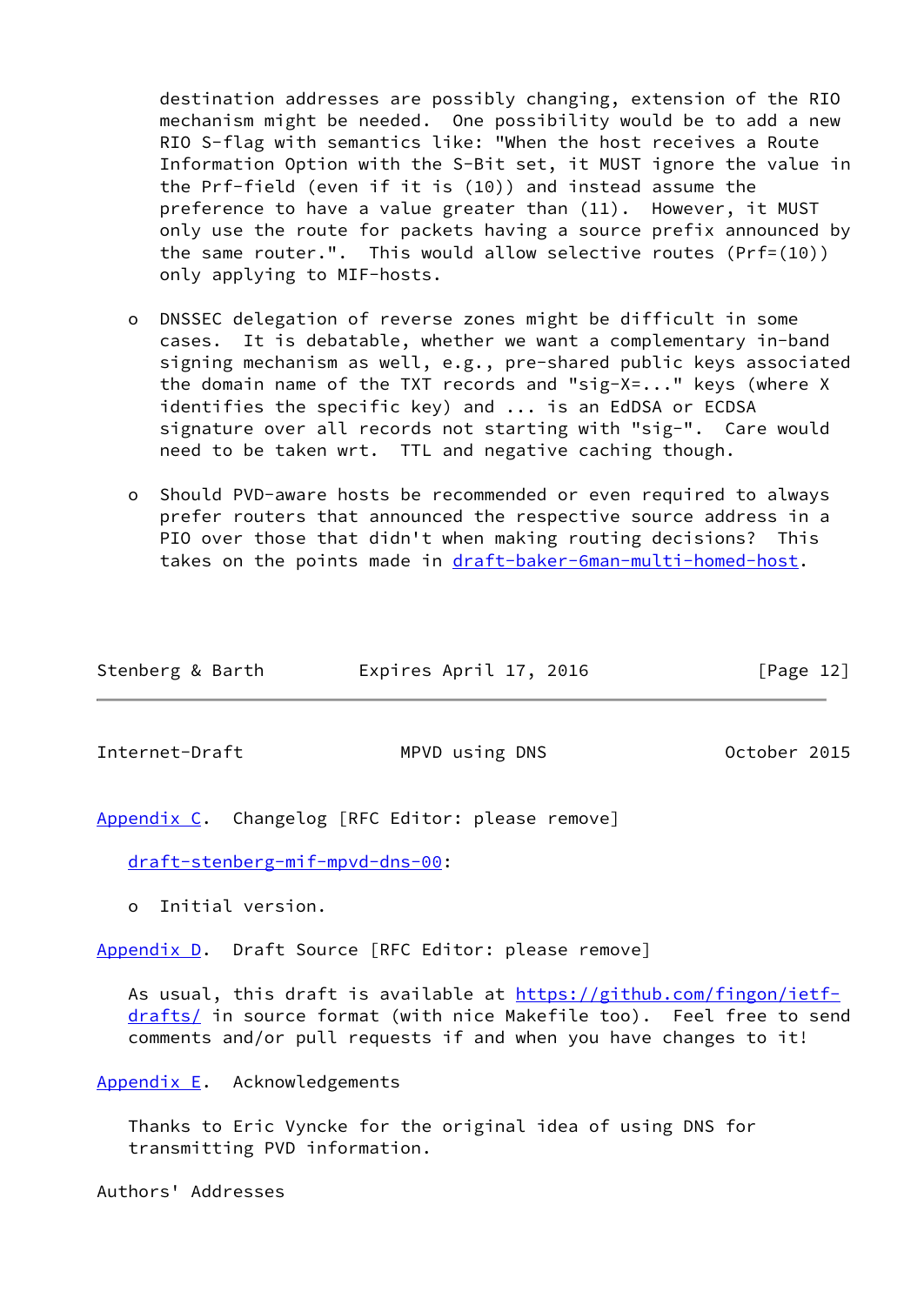destination addresses are possibly changing, extension of the RIO mechanism might be needed. One possibility would be to add a new RIO S-flag with semantics like: "When the host receives a Route Information Option with the S-Bit set, it MUST ignore the value in the Prf-field (even if it is (10)) and instead assume the preference to have a value greater than (11). However, it MUST only use the route for packets having a source prefix announced by the same router.". This would allow selective routes (Prf=(10)) only applying to MIF-hosts.

- DNSSEC delegation of reverse zones might be difficult in some cases. It is debatable, whether we want a complementary in-band signing mechanism as well, e.g., pre-shared public keys associated the domain name of the TXT records and "sig-X=..." keys (where X identifies the specific key) and ... is an EdDSA or ECDSA signature over all records not starting with "sig-". Care would need to be taken wrt. TTL and negative caching though.

- Should PVD-aware hosts be recommended or even required to always prefer routers that announced the respective source address in a PIO over those that didn't when making routing decisions? This takes on the points made in draft-baker-6man-multi-homed-host.

## Appendix C. Changelog [RFC Editor: please remove]

draft-stenberg-mif-mpvd-dns-00:

- Initial version.

## Appendix D. Draft Source [RFC Editor: please remove]

As usual, this draft is available at https://github.com/fingon/ietf-drafts/ in source format (with nice Makefile too). Feel free to send comments and/or pull requests if and when you have changes to it!

## Appendix E. Acknowledgements

Thanks to Eric Vyncke for the original idea of using DNS for transmitting PVD information.

## Authors' Addresses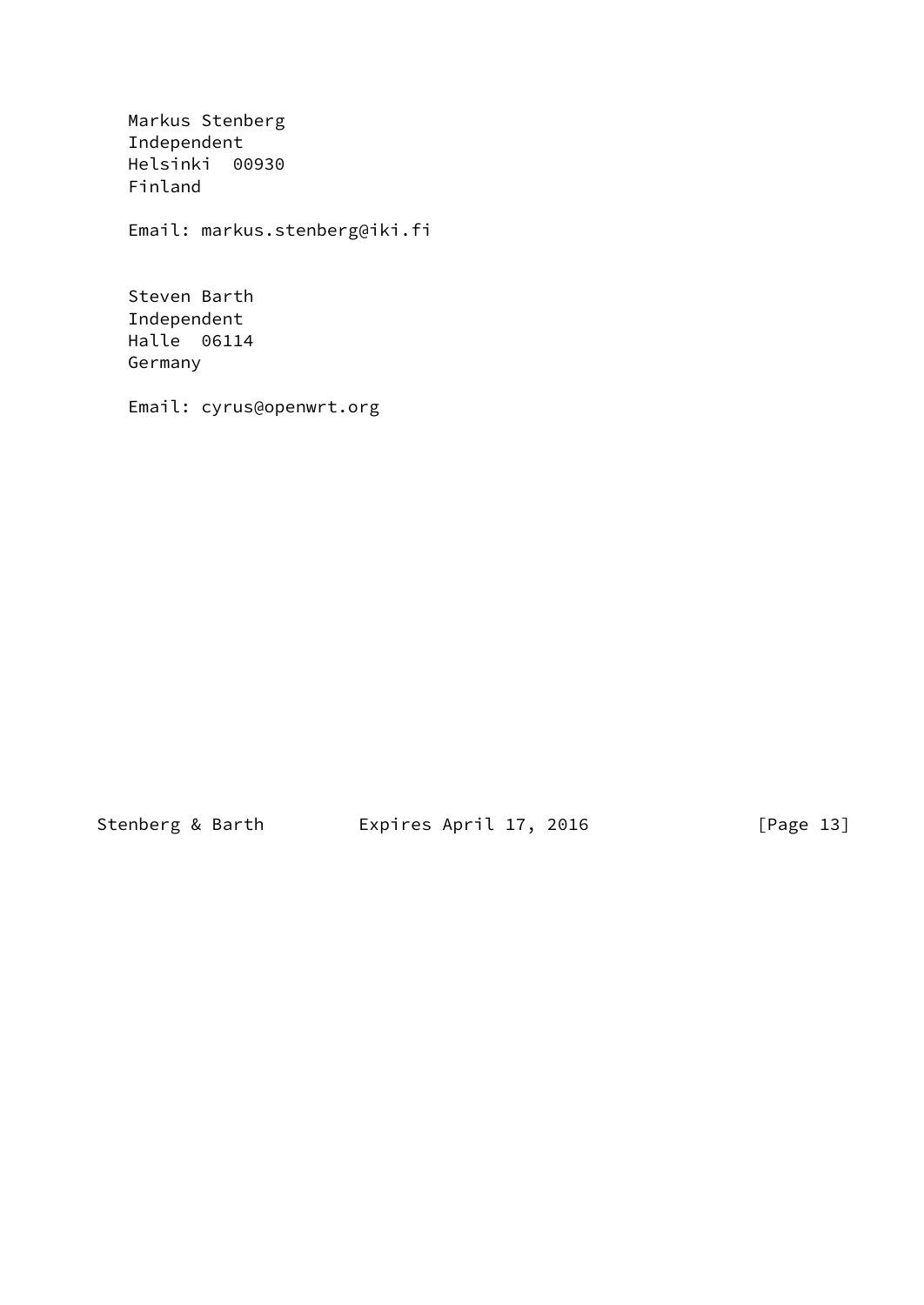Markus Stenberg
Independent
Helsinki  00930
Finland

Email: markus.stenberg@iki.fi

Steven Barth
Independent
Halle  06114
Germany

Email: cyrus@openwrt.org